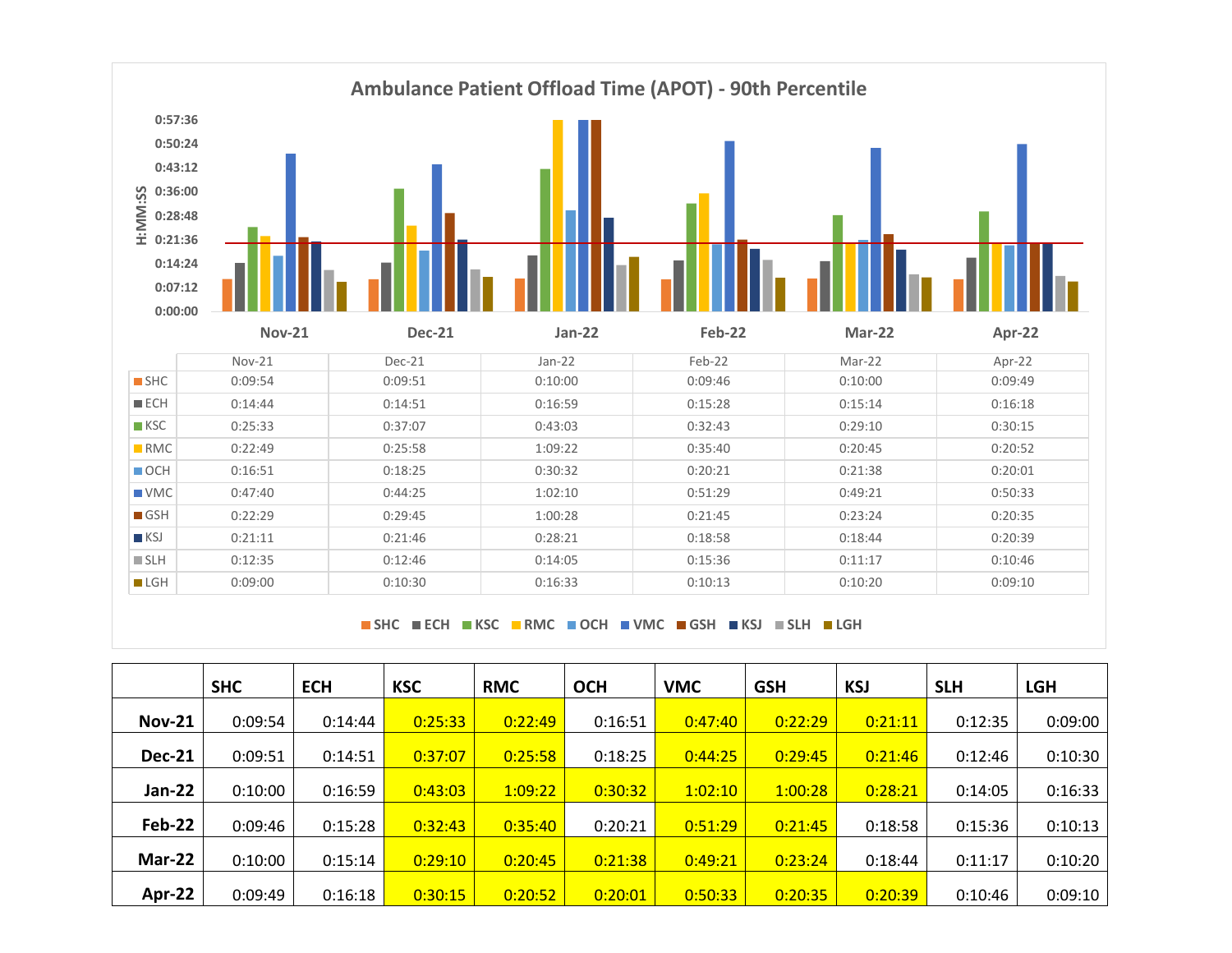## Ambulance Patient Offload Time (APOT) - 90th Percentile

|  | Nov-21 | Dec-21 | Jan-22 | Feb-22 | Mar-22 | Apr-22 |
|---|---|---|---|---|---|---|
| SHC | 0:09:54 | 0:09:51 | 0:10:00 | 0:09:46 | 0:10:00 | 0:09:49 |
| ECH | 0:14:44 | 0:14:51 | 0:16:59 | 0:15:28 | 0:15:14 | 0:16:18 |
| KSC | 0:25:33 | 0:37:07 | 0:43:03 | 0:32:43 | 0:29:10 | 0:30:15 |
| RMC | 0:22:49 | 0:25:58 | 1:09:22 | 0:35:40 | 0:20:45 | 0:20:52 |
| OCH | 0:16:51 | 0:18:25 | 0:30:32 | 0:20:21 | 0:21:38 | 0:20:01 |
| VMC | 0:47:40 | 0:44:25 | 1:02:10 | 0:51:29 | 0:49:21 | 0:50:33 |
| GSH | 0:22:29 | 0:29:45 | 1:00:28 | 0:21:45 | 0:23:24 | 0:20:35 |
| KSJ | 0:21:11 | 0:21:46 | 0:28:21 | 0:18:58 | 0:18:44 | 0:20:39 |
| SLH | 0:12:35 | 0:12:46 | 0:14:05 | 0:15:36 | 0:11:17 | 0:10:46 |
| LGH | 0:09:00 | 0:10:30 | 0:16:33 | 0:10:13 | 0:10:20 | 0:09:10 |

|  | SHC | ECH | KSC | RMC | OCH | VMC | GSH | KSJ | SLH | LGH |
|---|---|---|---|---|---|---|---|---|---|---|
| **Nov-21** | 0:09:54 | 0:14:44 | 0:25:33 | 0:22:49 | 0:16:51 | 0:47:40 | 0:22:29 | 0:21:11 | 0:12:35 | 0:09:00 |
| **Dec-21** | 0:09:51 | 0:14:51 | 0:37:07 | 0:25:58 | 0:18:25 | 0:44:25 | 0:29:45 | 0:21:46 | 0:12:46 | 0:10:30 |
| **Jan-22** | 0:10:00 | 0:16:59 | 0:43:03 | 1:09:22 | 0:30:32 | 1:02:10 | 1:00:28 | 0:28:21 | 0:14:05 | 0:16:33 |
| **Feb-22** | 0:09:46 | 0:15:28 | 0:32:43 | 0:35:40 | 0:20:21 | 0:51:29 | 0:21:45 | 0:18:58 | 0:15:36 | 0:10:13 |
| **Mar-22** | 0:10:00 | 0:15:14 | 0:29:10 | 0:20:45 | 0:21:38 | 0:49:21 | 0:23:24 | 0:18:44 | 0:11:17 | 0:10:20 |
| **Apr-22** | 0:09:49 | 0:16:18 | 0:30:15 | 0:20:52 | 0:20:01 | 0:50:33 | 0:20:35 | 0:20:39 | 0:10:46 | 0:09:10 |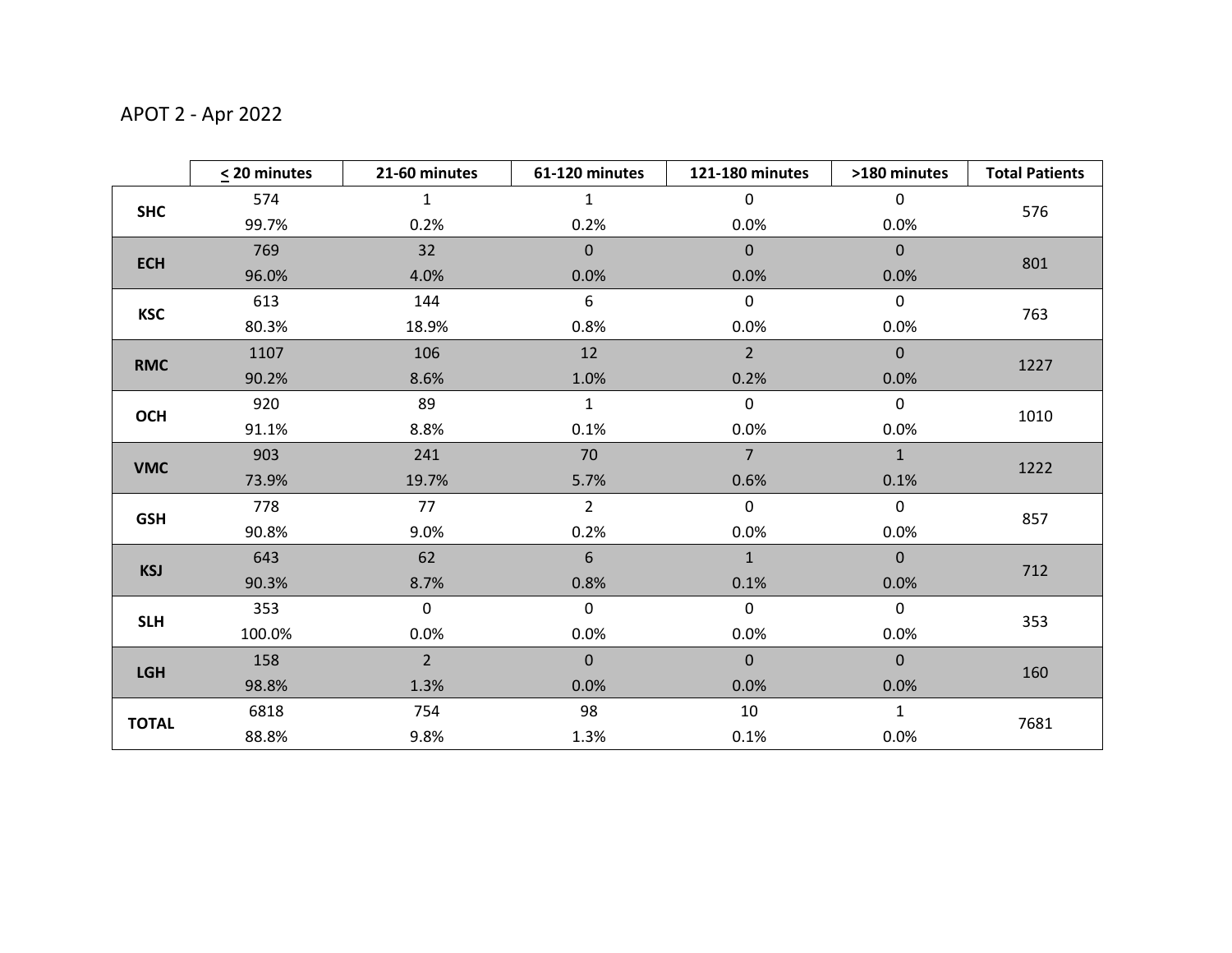APOT 2 - Apr 2022

| | ≤ 20 minutes | 21-60 minutes | 61-120 minutes | 121-180 minutes | >180 minutes | Total Patients |
|---|---|---|---|---|---|---|
| **SHC** | 574<br>99.7% | 1<br>0.2% | 1<br>0.2% | 0<br>0.0% | 0<br>0.0% | 576 |
| **ECH** | 769<br>96.0% | 32<br>4.0% | 0<br>0.0% | 0<br>0.0% | 0<br>0.0% | 801 |
| **KSC** | 613<br>80.3% | 144<br>18.9% | 6<br>0.8% | 0<br>0.0% | 0<br>0.0% | 763 |
| **RMC** | 1107<br>90.2% | 106<br>8.6% | 12<br>1.0% | 2<br>0.2% | 0<br>0.0% | 1227 |
| **OCH** | 920<br>91.1% | 89<br>8.8% | 1<br>0.1% | 0<br>0.0% | 0<br>0.0% | 1010 |
| **VMC** | 903<br>73.9% | 241<br>19.7% | 70<br>5.7% | 7<br>0.6% | 1<br>0.1% | 1222 |
| **GSH** | 778<br>90.8% | 77<br>9.0% | 2<br>0.2% | 0<br>0.0% | 0<br>0.0% | 857 |
| **KSJ** | 643<br>90.3% | 62<br>8.7% | 6<br>0.8% | 1<br>0.1% | 0<br>0.0% | 712 |
| **SLH** | 353<br>100.0% | 0<br>0.0% | 0<br>0.0% | 0<br>0.0% | 0<br>0.0% | 353 |
| **LGH** | 158<br>98.8% | 2<br>1.3% | 0<br>0.0% | 0<br>0.0% | 0<br>0.0% | 160 |
| **TOTAL** | 6818<br>88.8% | 754<br>9.8% | 98<br>1.3% | 10<br>0.1% | 1<br>0.0% | 7681 |